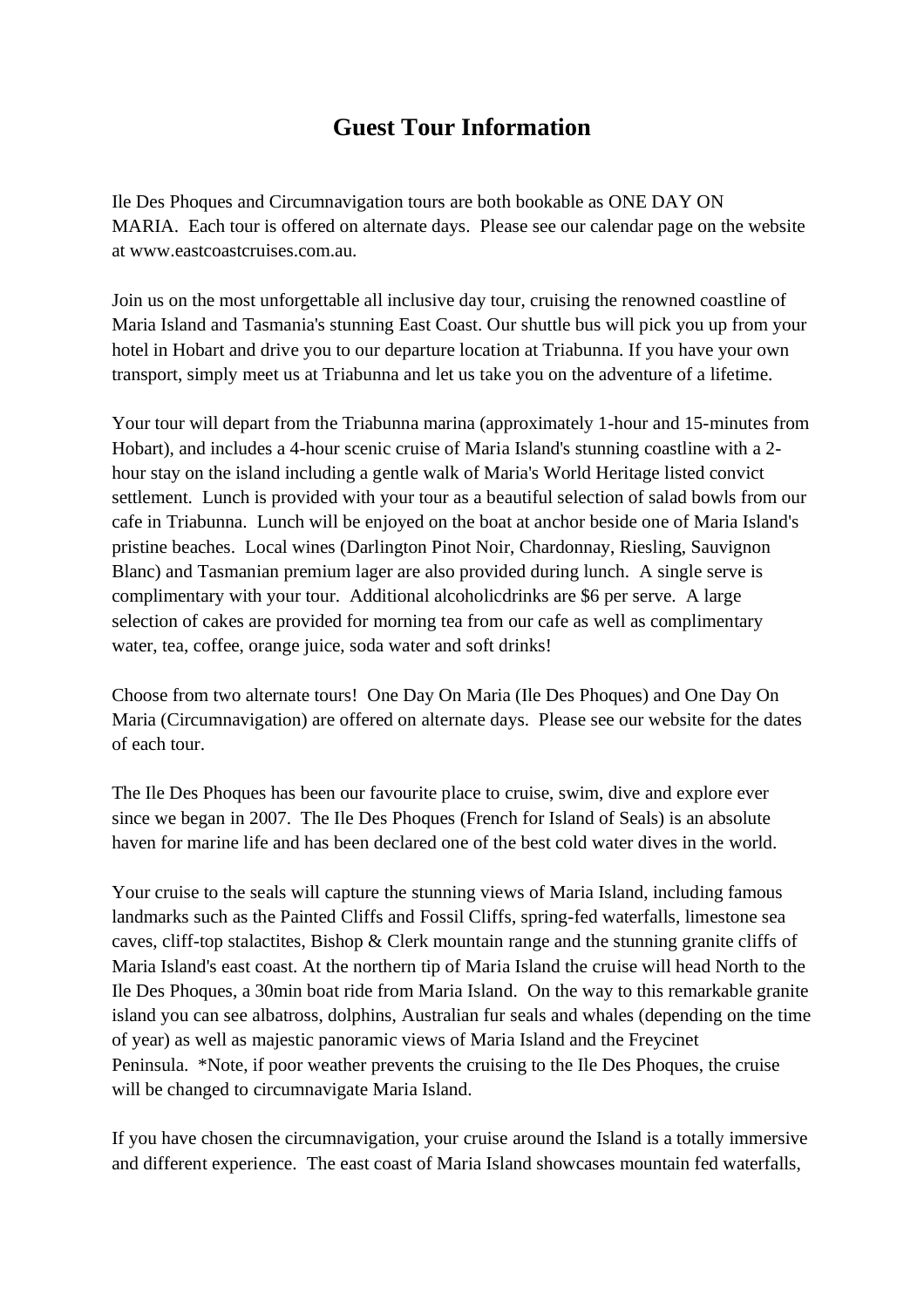# Guest Tour Information

Ile Des Phoques and Circumnavigation tours are both bookable as ONE DAY ON MARIA. Each tour is offered on alternate days. Please see our calendar page on the website at www.eastcoastcruises.com.au.

Join us on the most unforgettable all inclusive day tour, cruising the renowned coastline of Maria Island and Tasmania's stunning East Coast. Our shuttle bus will pick you up from your hotel in Hobart and drive you to our departure location at Triabunna. If you have your own transport, simply meet us at Triabunna and let us take you on the adventure of a lifetime.

Your tour will depart from the Triabunna marina (approximately 1-hour and 15-minutes from Hobart), and includes a 4-hour scenic cruise of Maria Island's stunning coastline with a 2-hour stay on the island including a gentle walk of Maria's World Heritage listed convict settlement. Lunch is provided with your tour as a beautiful selection of salad bowls from our cafe in Triabunna. Lunch will be enjoyed on the boat at anchor beside one of Maria Island's pristine beaches. Local wines (Darlington Pinot Noir, Chardonnay, Riesling, Sauvignon Blanc) and Tasmanian premium lager are also provided during lunch. A single serve is complimentary with your tour. Additional alcoholicdrinks are $6 per serve. A large selection of cakes are provided for morning tea from our cafe as well as complimentary water, tea, coffee, orange juice, soda water and soft drinks!

Choose from two alternate tours! One Day On Maria (Ile Des Phoques) and One Day On Maria (Circumnavigation) are offered on alternate days. Please see our website for the dates of each tour.

The Ile Des Phoques has been our favourite place to cruise, swim, dive and explore ever since we began in 2007. The Ile Des Phoques (French for Island of Seals) is an absolute haven for marine life and has been declared one of the best cold water dives in the world.

Your cruise to the seals will capture the stunning views of Maria Island, including famous landmarks such as the Painted Cliffs and Fossil Cliffs, spring-fed waterfalls, limestone sea caves, cliff-top stalactites, Bishop & Clerk mountain range and the stunning granite cliffs of Maria Island's east coast. At the northern tip of Maria Island the cruise will head North to the Ile Des Phoques, a 30min boat ride from Maria Island. On the way to this remarkable granite island you can see albatross, dolphins, Australian fur seals and whales (depending on the time of year) as well as majestic panoramic views of Maria Island and the Freycinet Peninsula. *Note, if poor weather prevents the cruising to the Ile Des Phoques, the cruise will be changed to circumnavigate Maria Island.

If you have chosen the circumnavigation, your cruise around the Island is a totally immersive and different experience. The east coast of Maria Island showcases mountain fed waterfalls,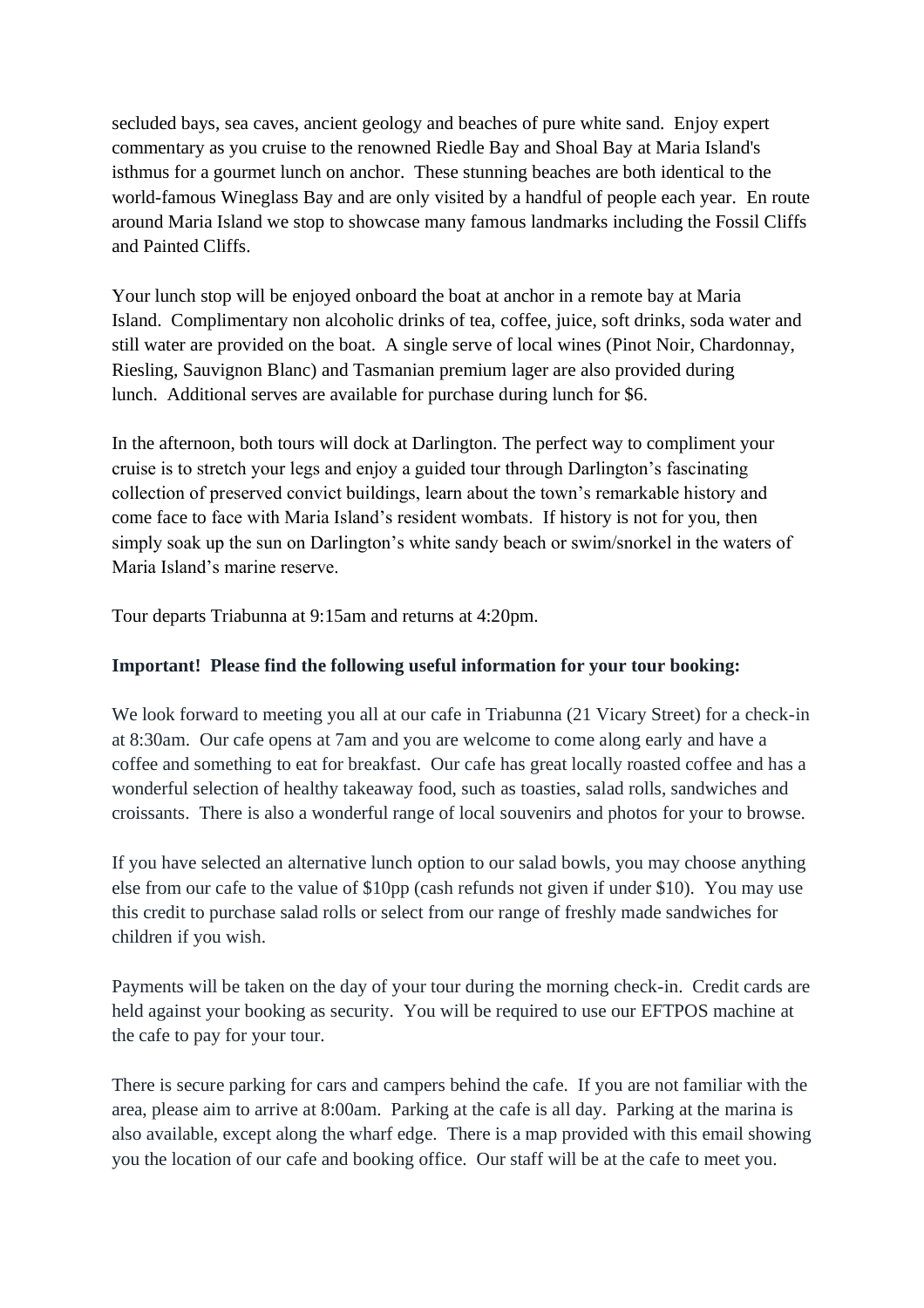secluded bays, sea caves, ancient geology and beaches of pure white sand. Enjoy expert commentary as you cruise to the renowned Riedle Bay and Shoal Bay at Maria Island's isthmus for a gourmet lunch on anchor. These stunning beaches are both identical to the world-famous Wineglass Bay and are only visited by a handful of people each year. En route around Maria Island we stop to showcase many famous landmarks including the Fossil Cliffs and Painted Cliffs.

Your lunch stop will be enjoyed onboard the boat at anchor in a remote bay at Maria Island. Complimentary non alcoholic drinks of tea, coffee, juice, soft drinks, soda water and still water are provided on the boat. A single serve of local wines (Pinot Noir, Chardonnay, Riesling, Sauvignon Blanc) and Tasmanian premium lager are also provided during lunch. Additional serves are available for purchase during lunch for $6.

In the afternoon, both tours will dock at Darlington. The perfect way to compliment your cruise is to stretch your legs and enjoy a guided tour through Darlington's fascinating collection of preserved convict buildings, learn about the town's remarkable history and come face to face with Maria Island's resident wombats. If history is not for you, then simply soak up the sun on Darlington's white sandy beach or swim/snorkel in the waters of Maria Island's marine reserve.

Tour departs Triabunna at 9:15am and returns at 4:20pm.

**Important! Please find the following useful information for your tour booking:**

We look forward to meeting you all at our cafe in Triabunna (21 Vicary Street) for a check-in at 8:30am. Our cafe opens at 7am and you are welcome to come along early and have a coffee and something to eat for breakfast. Our cafe has great locally roasted coffee and has a wonderful selection of healthy takeaway food, such as toasties, salad rolls, sandwiches and croissants. There is also a wonderful range of local souvenirs and photos for your to browse.

If you have selected an alternative lunch option to our salad bowls, you may choose anything else from our cafe to the value of $10pp (cash refunds not given if under $10). You may use this credit to purchase salad rolls or select from our range of freshly made sandwiches for children if you wish.

Payments will be taken on the day of your tour during the morning check-in. Credit cards are held against your booking as security. You will be required to use our EFTPOS machine at the cafe to pay for your tour.

There is secure parking for cars and campers behind the cafe. If you are not familiar with the area, please aim to arrive at 8:00am. Parking at the cafe is all day. Parking at the marina is also available, except along the wharf edge. There is a map provided with this email showing you the location of our cafe and booking office. Our staff will be at the cafe to meet you.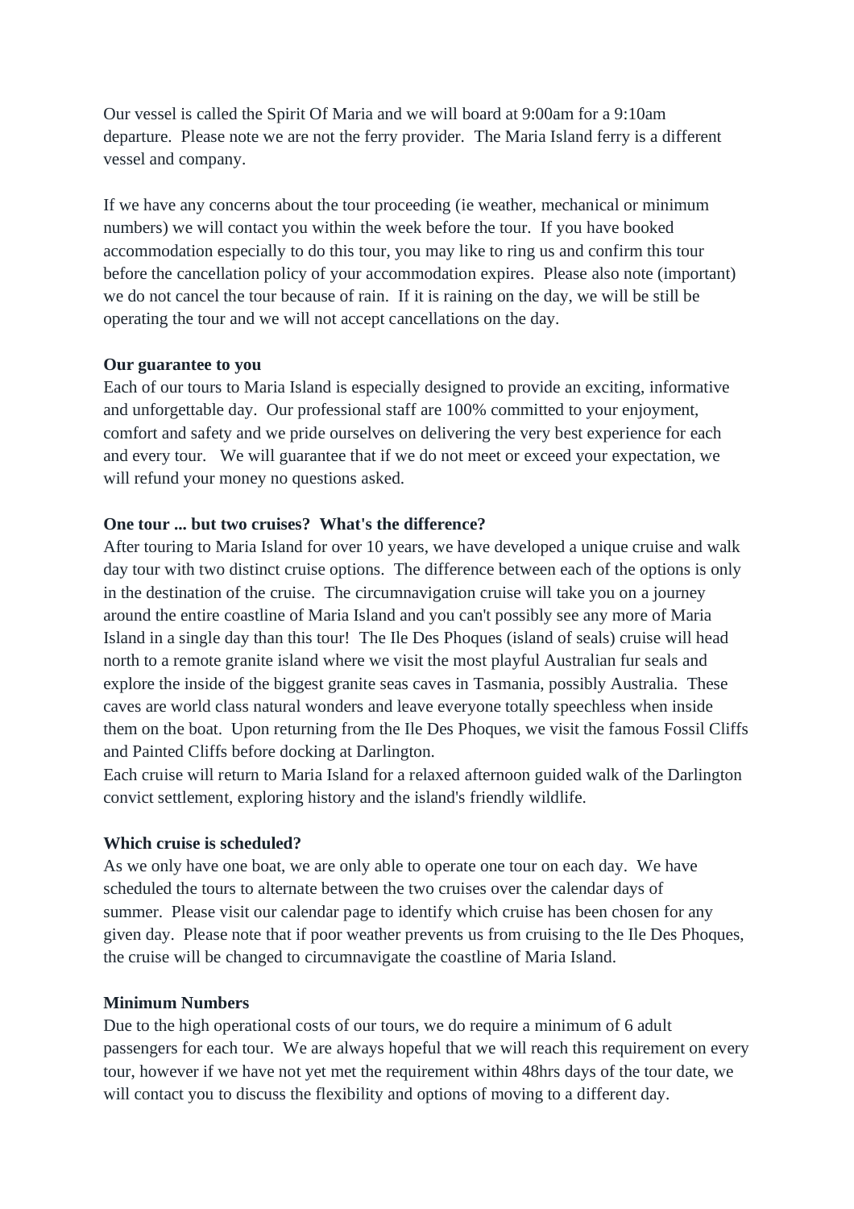Our vessel is called the Spirit Of Maria and we will board at 9:00am for a 9:10am departure.  Please note we are not the ferry provider.  The Maria Island ferry is a different vessel and company.

If we have any concerns about the tour proceeding (ie weather, mechanical or minimum numbers) we will contact you within the week before the tour.  If you have booked accommodation especially to do this tour, you may like to ring us and confirm this tour before the cancellation policy of your accommodation expires.  Please also note (important) we do not cancel the tour because of rain.  If it is raining on the day, we will be still be operating the tour and we will not accept cancellations on the day.

**Our guarantee to you**

Each of our tours to Maria Island is especially designed to provide an exciting, informative and unforgettable day.  Our professional staff are 100% committed to your enjoyment, comfort and safety and we pride ourselves on delivering the very best experience for each and every tour.   We will guarantee that if we do not meet or exceed your expectation, we will refund your money no questions asked.

**One tour ... but two cruises?  What's the difference?**

After touring to Maria Island for over 10 years, we have developed a unique cruise and walk day tour with two distinct cruise options.  The difference between each of the options is only in the destination of the cruise.  The circumnavigation cruise will take you on a journey around the entire coastline of Maria Island and you can't possibly see any more of Maria Island in a single day than this tour!  The Ile Des Phoques (island of seals) cruise will head north to a remote granite island where we visit the most playful Australian fur seals and explore the inside of the biggest granite seas caves in Tasmania, possibly Australia.  These caves are world class natural wonders and leave everyone totally speechless when inside them on the boat.  Upon returning from the Ile Des Phoques, we visit the famous Fossil Cliffs and Painted Cliffs before docking at Darlington.

Each cruise will return to Maria Island for a relaxed afternoon guided walk of the Darlington convict settlement, exploring history and the island's friendly wildlife.

**Which cruise is scheduled?**

As we only have one boat, we are only able to operate one tour on each day.  We have scheduled the tours to alternate between the two cruises over the calendar days of summer.  Please visit our calendar page to identify which cruise has been chosen for any given day.  Please note that if poor weather prevents us from cruising to the Ile Des Phoques, the cruise will be changed to circumnavigate the coastline of Maria Island.

**Minimum Numbers**

Due to the high operational costs of our tours, we do require a minimum of 6 adult passengers for each tour.  We are always hopeful that we will reach this requirement on every tour, however if we have not yet met the requirement within 48hrs days of the tour date, we will contact you to discuss the flexibility and options of moving to a different day.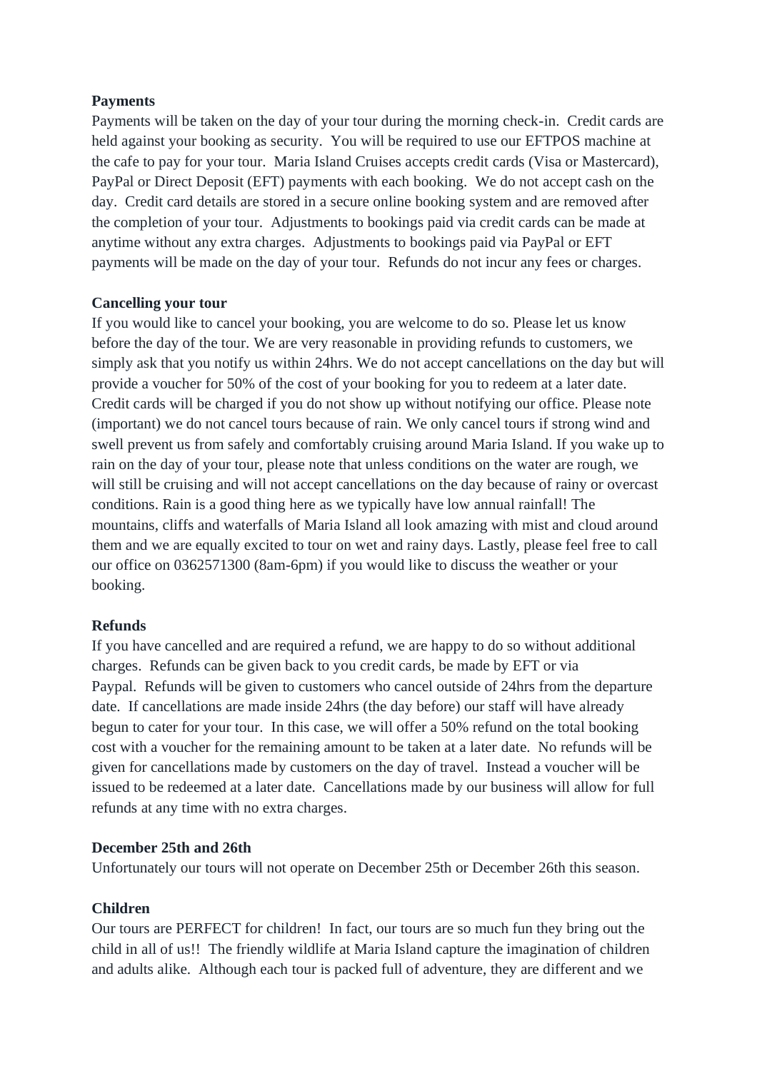**Payments**

Payments will be taken on the day of your tour during the morning check-in. Credit cards are held against your booking as security. You will be required to use our EFTPOS machine at the cafe to pay for your tour. Maria Island Cruises accepts credit cards (Visa or Mastercard), PayPal or Direct Deposit (EFT) payments with each booking. We do not accept cash on the day. Credit card details are stored in a secure online booking system and are removed after the completion of your tour. Adjustments to bookings paid via credit cards can be made at anytime without any extra charges. Adjustments to bookings paid via PayPal or EFT payments will be made on the day of your tour. Refunds do not incur any fees or charges.

**Cancelling your tour**

If you would like to cancel your booking, you are welcome to do so. Please let us know before the day of the tour. We are very reasonable in providing refunds to customers, we simply ask that you notify us within 24hrs. We do not accept cancellations on the day but will provide a voucher for 50% of the cost of your booking for you to redeem at a later date. Credit cards will be charged if you do not show up without notifying our office. Please note (important) we do not cancel tours because of rain. We only cancel tours if strong wind and swell prevent us from safely and comfortably cruising around Maria Island. If you wake up to rain on the day of your tour, please note that unless conditions on the water are rough, we will still be cruising and will not accept cancellations on the day because of rainy or overcast conditions. Rain is a good thing here as we typically have low annual rainfall! The mountains, cliffs and waterfalls of Maria Island all look amazing with mist and cloud around them and we are equally excited to tour on wet and rainy days. Lastly, please feel free to call our office on 0362571300 (8am-6pm) if you would like to discuss the weather or your booking.

**Refunds**

If you have cancelled and are required a refund, we are happy to do so without additional charges. Refunds can be given back to you credit cards, be made by EFT or via Paypal. Refunds will be given to customers who cancel outside of 24hrs from the departure date. If cancellations are made inside 24hrs (the day before) our staff will have already begun to cater for your tour. In this case, we will offer a 50% refund on the total booking cost with a voucher for the remaining amount to be taken at a later date. No refunds will be given for cancellations made by customers on the day of travel. Instead a voucher will be issued to be redeemed at a later date. Cancellations made by our business will allow for full refunds at any time with no extra charges.

**December 25th and 26th**

Unfortunately our tours will not operate on December 25th or December 26th this season.

**Children**

Our tours are PERFECT for children! In fact, our tours are so much fun they bring out the child in all of us!! The friendly wildlife at Maria Island capture the imagination of children and adults alike. Although each tour is packed full of adventure, they are different and we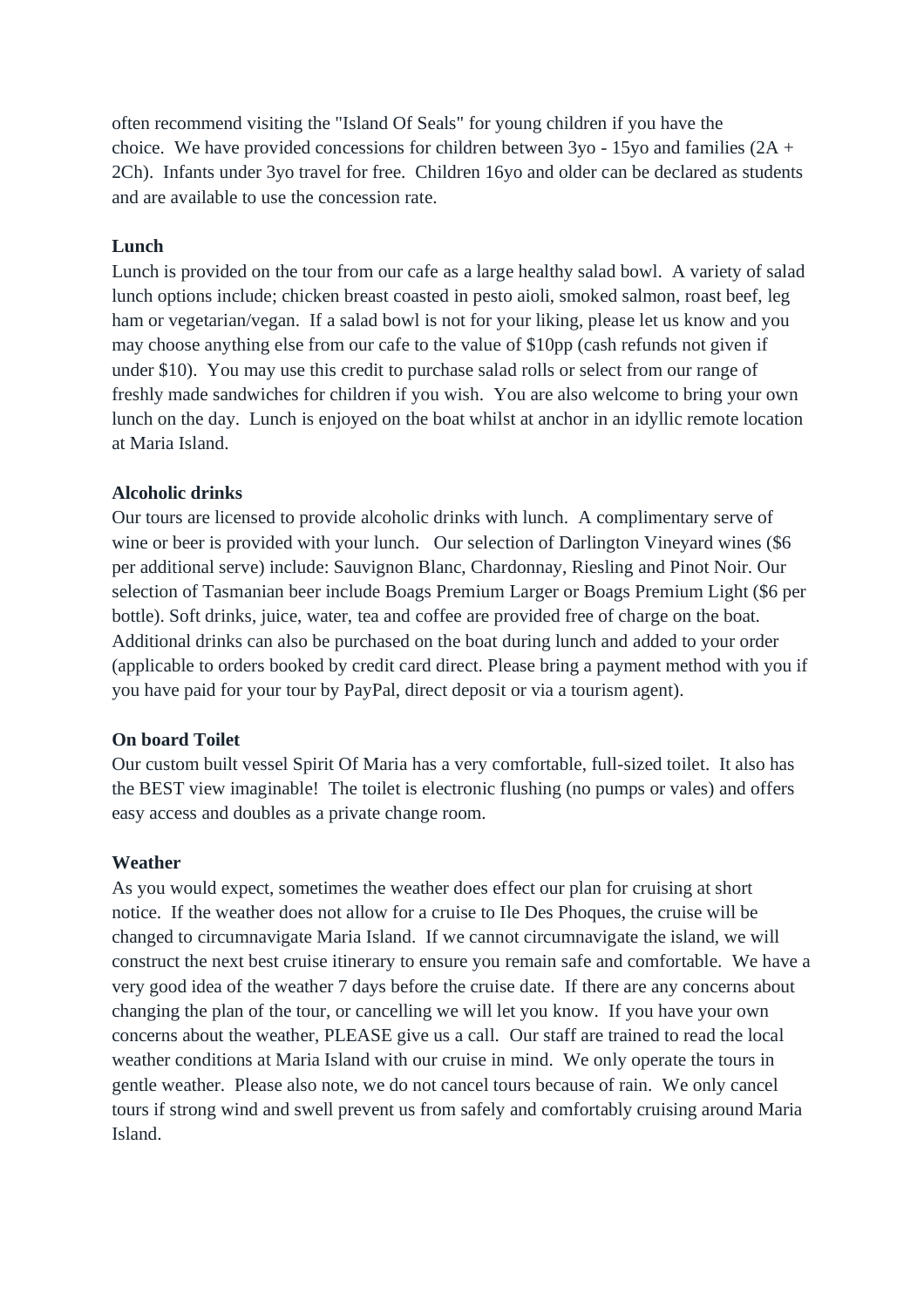often recommend visiting the "Island Of Seals" for young children if you have the choice.  We have provided concessions for children between 3yo - 15yo and families (2A + 2Ch).  Infants under 3yo travel for free.  Children 16yo and older can be declared as students and are available to use the concession rate.

**Lunch**

Lunch is provided on the tour from our cafe as a large healthy salad bowl.  A variety of salad lunch options include; chicken breast coasted in pesto aioli, smoked salmon, roast beef, leg ham or vegetarian/vegan.  If a salad bowl is not for your liking, please let us know and you may choose anything else from our cafe to the value of $10pp (cash refunds not given if under $10).  You may use this credit to purchase salad rolls or select from our range of freshly made sandwiches for children if you wish.  You are also welcome to bring your own lunch on the day.  Lunch is enjoyed on the boat whilst at anchor in an idyllic remote location at Maria Island.

**Alcoholic drinks**

Our tours are licensed to provide alcoholic drinks with lunch.  A complimentary serve of wine or beer is provided with your lunch.   Our selection of Darlington Vineyard wines ($6 per additional serve) include: Sauvignon Blanc, Chardonnay, Riesling and Pinot Noir. Our selection of Tasmanian beer include Boags Premium Larger or Boags Premium Light ($6 per bottle). Soft drinks, juice, water, tea and coffee are provided free of charge on the boat. Additional drinks can also be purchased on the boat during lunch and added to your order (applicable to orders booked by credit card direct. Please bring a payment method with you if you have paid for your tour by PayPal, direct deposit or via a tourism agent).

**On board Toilet**

Our custom built vessel Spirit Of Maria has a very comfortable, full-sized toilet.  It also has the BEST view imaginable!  The toilet is electronic flushing (no pumps or vales) and offers easy access and doubles as a private change room.

**Weather**

As you would expect, sometimes the weather does effect our plan for cruising at short notice.  If the weather does not allow for a cruise to Ile Des Phoques, the cruise will be changed to circumnavigate Maria Island.  If we cannot circumnavigate the island, we will construct the next best cruise itinerary to ensure you remain safe and comfortable.  We have a very good idea of the weather 7 days before the cruise date.  If there are any concerns about changing the plan of the tour, or cancelling we will let you know.  If you have your own concerns about the weather, PLEASE give us a call.  Our staff are trained to read the local weather conditions at Maria Island with our cruise in mind.  We only operate the tours in gentle weather.  Please also note, we do not cancel tours because of rain.  We only cancel tours if strong wind and swell prevent us from safely and comfortably cruising around Maria Island.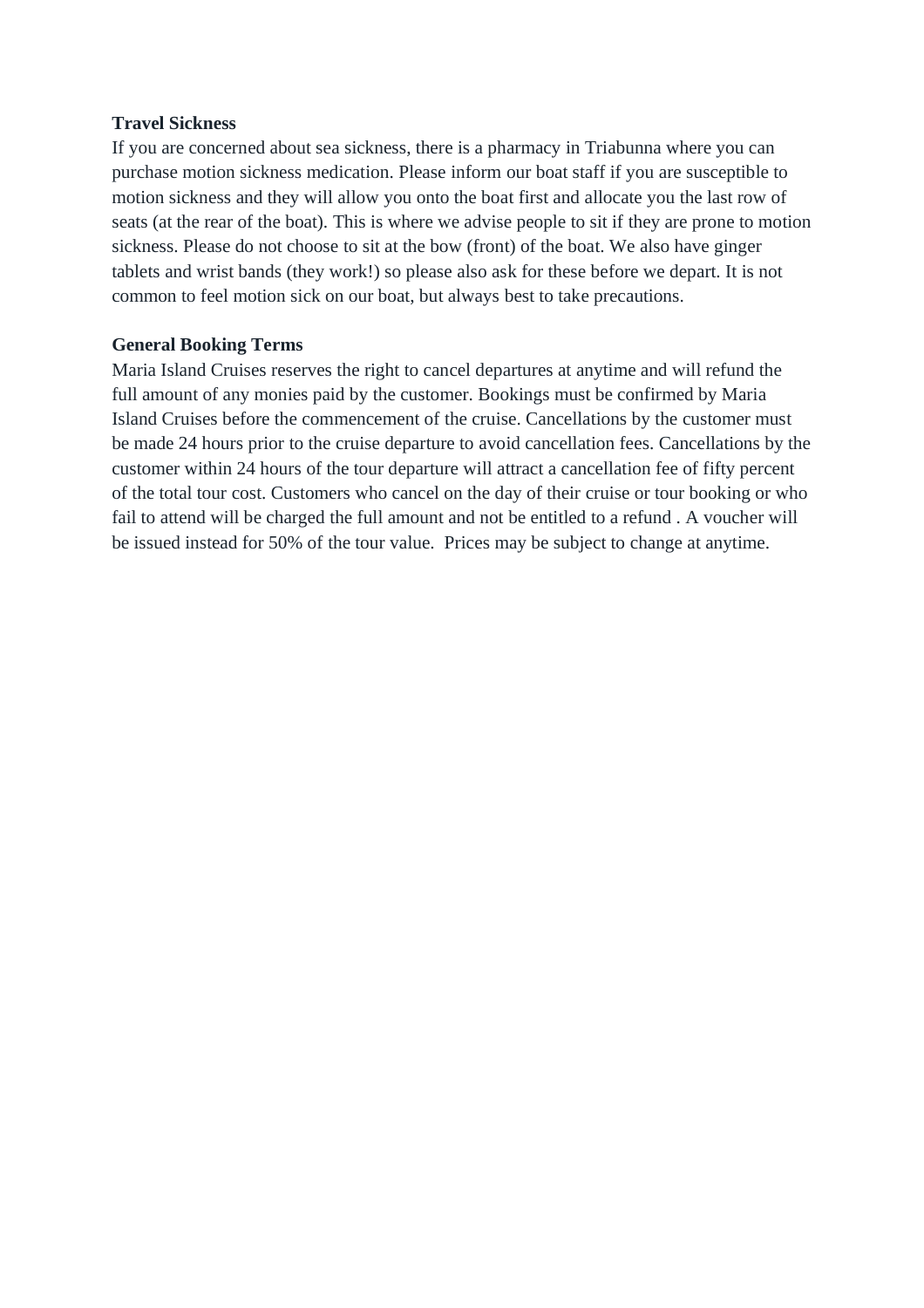**Travel Sickness**

If you are concerned about sea sickness, there is a pharmacy in Triabunna where you can purchase motion sickness medication. Please inform our boat staff if you are susceptible to motion sickness and they will allow you onto the boat first and allocate you the last row of seats (at the rear of the boat). This is where we advise people to sit if they are prone to motion sickness. Please do not choose to sit at the bow (front) of the boat. We also have ginger tablets and wrist bands (they work!) so please also ask for these before we depart. It is not common to feel motion sick on our boat, but always best to take precautions.

**General Booking Terms**

Maria Island Cruises reserves the right to cancel departures at anytime and will refund the full amount of any monies paid by the customer. Bookings must be confirmed by Maria Island Cruises before the commencement of the cruise. Cancellations by the customer must be made 24 hours prior to the cruise departure to avoid cancellation fees. Cancellations by the customer within 24 hours of the tour departure will attract a cancellation fee of fifty percent of the total tour cost. Customers who cancel on the day of their cruise or tour booking or who fail to attend will be charged the full amount and not be entitled to a refund . A voucher will be issued instead for 50% of the tour value. Prices may be subject to change at anytime.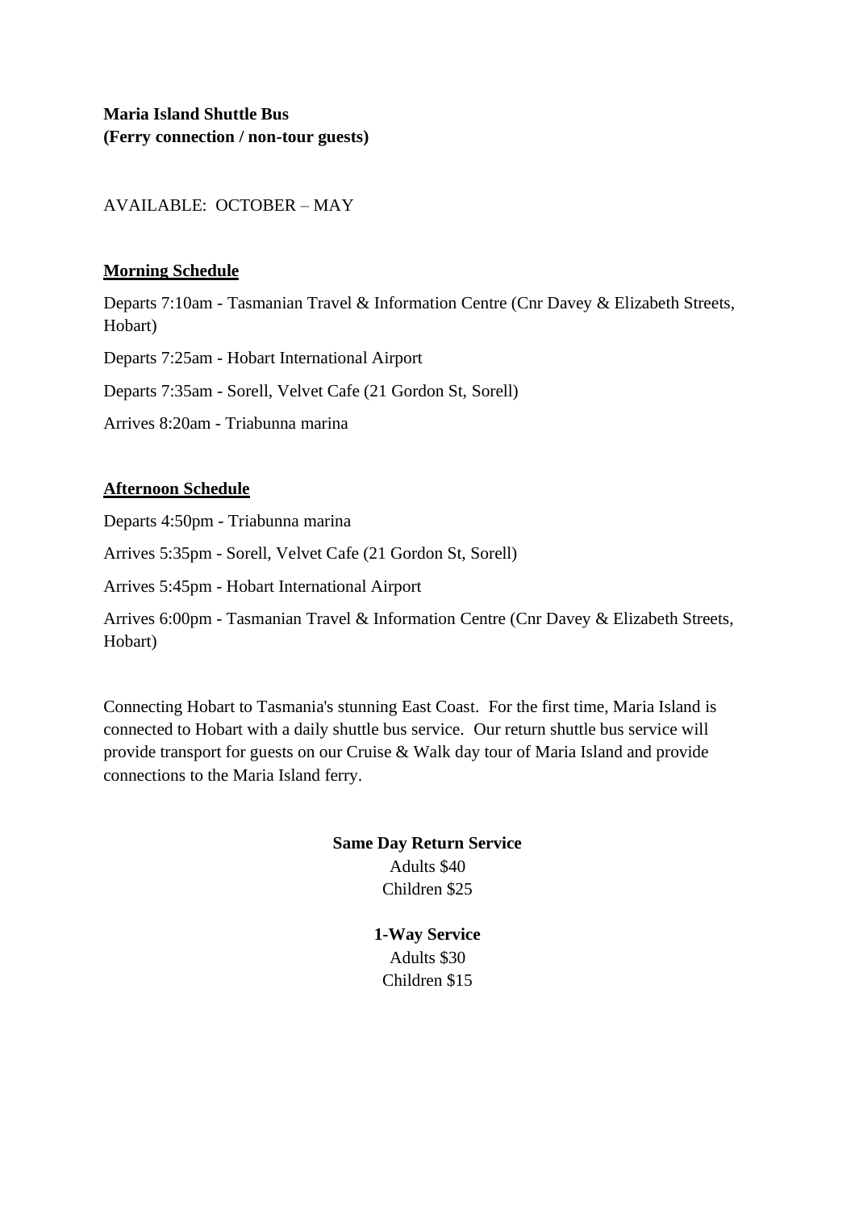**Maria Island Shuttle Bus**
**(Ferry connection / non-tour guests)**

AVAILABLE: OCTOBER – MAY

**Morning Schedule**

Departs 7:10am - Tasmanian Travel & Information Centre (Cnr Davey & Elizabeth Streets, Hobart)

Departs 7:25am - Hobart International Airport

Departs 7:35am - Sorell, Velvet Cafe (21 Gordon St, Sorell)

Arrives 8:20am - Triabunna marina

**Afternoon Schedule**

Departs 4:50pm - Triabunna marina

Arrives 5:35pm - Sorell, Velvet Cafe (21 Gordon St, Sorell)

Arrives 5:45pm - Hobart International Airport

Arrives 6:00pm - Tasmanian Travel & Information Centre (Cnr Davey & Elizabeth Streets, Hobart)

Connecting Hobart to Tasmania's stunning East Coast. For the first time, Maria Island is connected to Hobart with a daily shuttle bus service. Our return shuttle bus service will provide transport for guests on our Cruise & Walk day tour of Maria Island and provide connections to the Maria Island ferry.

**Same Day Return Service**
Adults $40
Children $25

**1-Way Service**
Adults $30
Children $15